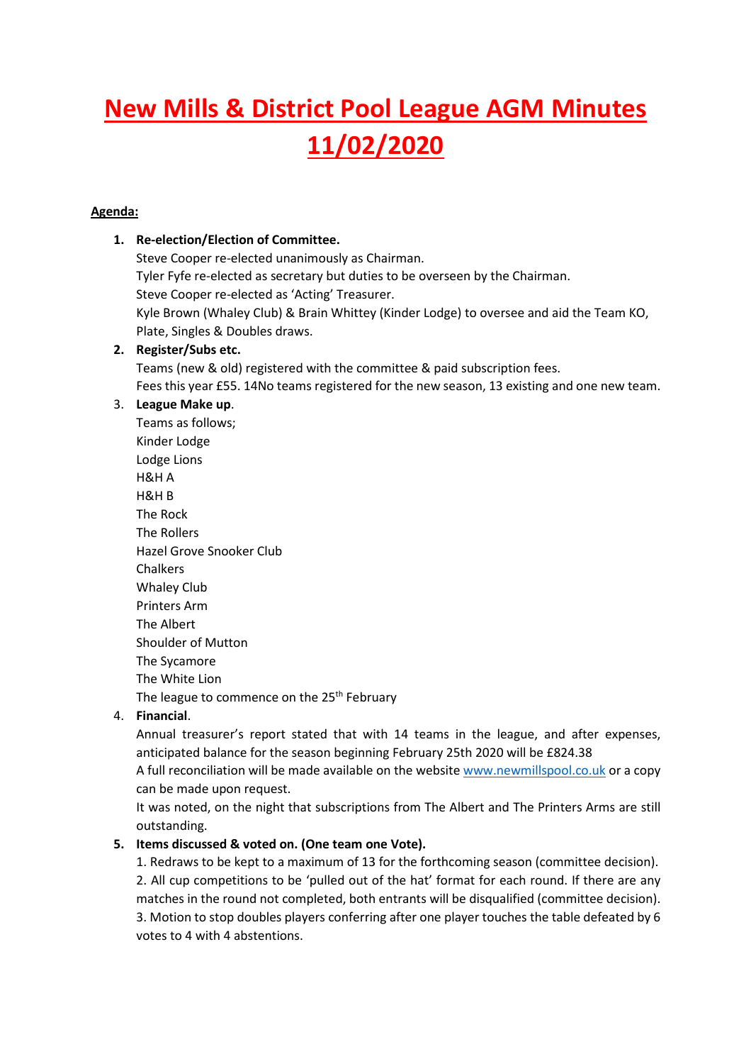# New Mills & District Pool League AGM Minutes 11/02/2020

**Agenda:**

1. **Re-election/Election of Committee.**
   Steve Cooper re-elected unanimously as Chairman.
   Tyler Fyfe re-elected as secretary but duties to be overseen by the Chairman.
   Steve Cooper re-elected as 'Acting' Treasurer.
   Kyle Brown (Whaley Club) & Brain Whittey (Kinder Lodge) to oversee and aid the Team KO, Plate, Singles & Doubles draws.
2. **Register/Subs etc.**
   Teams (new & old) registered with the committee & paid subscription fees.
   Fees this year £55. 14No teams registered for the new season, 13 existing and one new team.
3. **League Make up**.
   Teams as follows;
   Kinder Lodge
   Lodge Lions
   H&H A
   H&H B
   The Rock
   The Rollers
   Hazel Grove Snooker Club
   Chalkers
   Whaley Club
   Printers Arm
   The Albert
   Shoulder of Mutton
   The Sycamore
   The White Lion
   The league to commence on the 25th February
4. **Financial**.
   Annual treasurer's report stated that with 14 teams in the league, and after expenses, anticipated balance for the season beginning February 25th 2020 will be £824.38
   A full reconciliation will be made available on the website [www.newmillspool.co.uk](http://www.newmillspool.co.uk) or a copy can be made upon request.
   It was noted, on the night that subscriptions from The Albert and The Printers Arms are still outstanding.
5. **Items discussed & voted on. (One team one Vote).**
   1. Redraws to be kept to a maximum of 13 for the forthcoming season (committee decision).
   2. All cup competitions to be 'pulled out of the hat' format for each round. If there are any matches in the round not completed, both entrants will be disqualified (committee decision).
   3. Motion to stop doubles players conferring after one player touches the table defeated by 6 votes to 4 with 4 abstentions.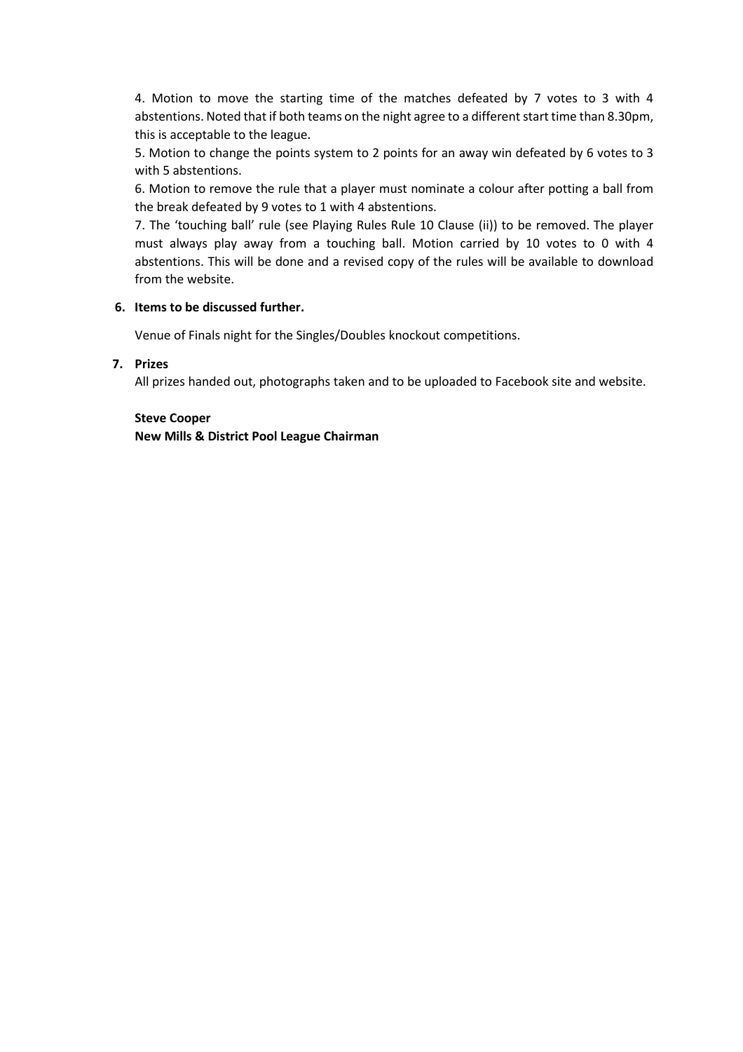4. Motion to move the starting time of the matches defeated by 7 votes to 3 with 4 abstentions. Noted that if both teams on the night agree to a different start time than 8.30pm, this is acceptable to the league.

5. Motion to change the points system to 2 points for an away win defeated by 6 votes to 3 with 5 abstentions.

6. Motion to remove the rule that a player must nominate a colour after potting a ball from the break defeated by 9 votes to 1 with 4 abstentions.

7. The 'touching ball' rule (see Playing Rules Rule 10 Clause (ii)) to be removed. The player must always play away from a touching ball. Motion carried by 10 votes to 0 with 4 abstentions. This will be done and a revised copy of the rules will be available to download from the website.

**6. Items to be discussed further.**

Venue of Finals night for the Singles/Doubles knockout competitions.

**7. Prizes**

All prizes handed out, photographs taken and to be uploaded to Facebook site and website.

**Steve Cooper**
**New Mills & District Pool League Chairman**